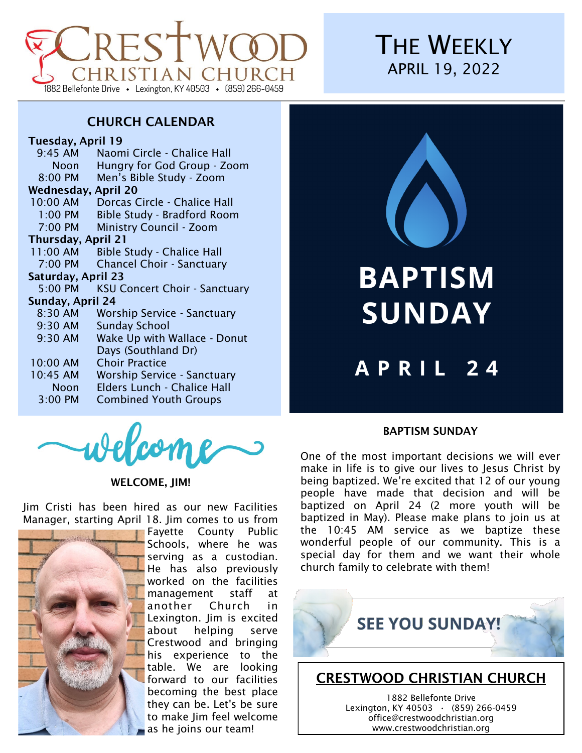# CRESTWOOD CHRISTIAN CHURCH

1882 Bellefonte Drive • Lexington, KY 40503 • (859) 266-0459

# THE WEEKLY

APRIL 19, 2022

## CHURCH CALENDAR

**Tuesday, April 19**

| | |
|---|---|
| 9:45 AM | Naomi Circle - Chalice Hall |
| Noon | Hungry for God Group - Zoom |
| 8:00 PM | Men's Bible Study - Zoom |

**Wednesday, April 20**

| | |
|---|---|
| 10:00 AM | Dorcas Circle - Chalice Hall |
| 1:00 PM | Bible Study - Bradford Room |
| 7:00 PM | Ministry Council - Zoom |

**Thursday, April 21**

| | |
|---|---|
| 11:00 AM | Bible Study - Chalice Hall |
| 7:00 PM | Chancel Choir - Sanctuary |

**Saturday, April 23**

| | |
|---|---|
| 5:00 PM | KSU Concert Choir - Sanctuary |

**Sunday, April 24**

| | |
|---|---|
| 8:30 AM | Worship Service - Sanctuary |
| 9:30 AM | Sunday School |
| 9:30 AM | Wake Up with Wallace - Donut Days (Southland Dr) |
| 10:00 AM | Choir Practice |
| 10:45 AM | Worship Service - Sanctuary |
| Noon | Elders Lunch - Chalice Hall |
| 3:00 PM | Combined Youth Groups |

welcome

### WELCOME, JIM!

Jim Cristi has been hired as our new Facilities Manager, starting April 18. Jim comes to us from Fayette County Public Schools, where he was serving as a custodian. He has also previously worked on the facilities management staff at another Church in Lexington. Jim is excited about helping serve Crestwood and bringing his experience to the table. We are looking forward to our facilities becoming the best place they can be. Let's be sure to make Jim feel welcome as he joins our team!

**BAPTISM SUNDAY**

**APRIL 24**

### BAPTISM SUNDAY

One of the most important decisions we will ever make in life is to give our lives to Jesus Christ by being baptized. We're excited that 12 of our young people have made that decision and will be baptized on April 24 (2 more youth will be baptized in May). Please make plans to join us at the 10:45 AM service as we baptize these wonderful people of our community. This is a special day for them and we want their whole church family to celebrate with them!

**SEE YOU SUNDAY!**

## CRESTWOOD CHRISTIAN CHURCH

1882 Bellefonte Drive
Lexington, KY 40503 · (859) 266-0459
office@crestwoodchristian.org
www.crestwoodchristian.org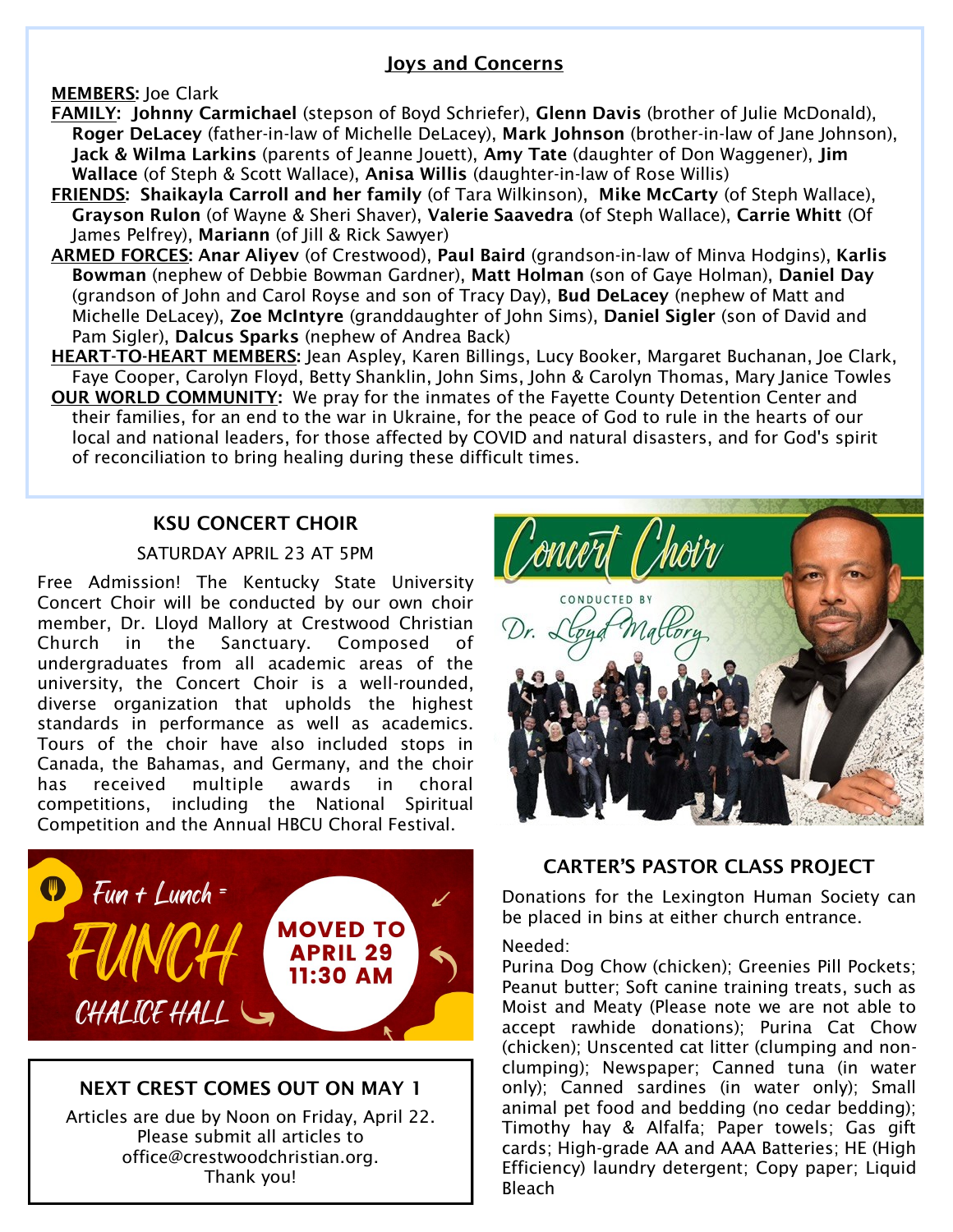## Joys and Concerns

**MEMBERS:** Joe Clark

**FAMILY:** **Johnny Carmichael** (stepson of Boyd Schriefer), **Glenn Davis** (brother of Julie McDonald), **Roger DeLacey** (father-in-law of Michelle DeLacey), **Mark Johnson** (brother-in-law of Jane Johnson), **Jack & Wilma Larkins** (parents of Jeanne Jouett), **Amy Tate** (daughter of Don Waggener), **Jim Wallace** (of Steph & Scott Wallace), **Anisa Willis** (daughter-in-law of Rose Willis)

**FRIENDS:** **Shaikayla Carroll and her family** (of Tara Wilkinson), **Mike McCarty** (of Steph Wallace), **Grayson Rulon** (of Wayne & Sheri Shaver), **Valerie Saavedra** (of Steph Wallace), **Carrie Whitt** (Of James Pelfrey), **Mariann** (of Jill & Rick Sawyer)

**ARMED FORCES:** **Anar Aliyev** (of Crestwood), **Paul Baird** (grandson-in-law of Minva Hodgins), **Karlis Bowman** (nephew of Debbie Bowman Gardner), **Matt Holman** (son of Gaye Holman), **Daniel Day** (grandson of John and Carol Royse and son of Tracy Day), **Bud DeLacey** (nephew of Matt and Michelle DeLacey), **Zoe McIntyre** (granddaughter of John Sims), **Daniel Sigler** (son of David and Pam Sigler), **Dalcus Sparks** (nephew of Andrea Back)

**HEART-TO-HEART MEMBERS:** Jean Aspley, Karen Billings, Lucy Booker, Margaret Buchanan, Joe Clark, Faye Cooper, Carolyn Floyd, Betty Shanklin, John Sims, John & Carolyn Thomas, Mary Janice Towles

**OUR WORLD COMMUNITY:** We pray for the inmates of the Fayette County Detention Center and their families, for an end to the war in Ukraine, for the peace of God to rule in the hearts of our local and national leaders, for those affected by COVID and natural disasters, and for God's spirit of reconciliation to bring healing during these difficult times.

### KSU CONCERT CHOIR

SATURDAY APRIL 23 AT 5PM

Free Admission! The Kentucky State University Concert Choir will be conducted by our own choir member, Dr. Lloyd Mallory at Crestwood Christian Church in the Sanctuary. Composed of undergraduates from all academic areas of the university, the Concert Choir is a well-rounded, diverse organization that upholds the highest standards in performance as well as academics. Tours of the choir have also included stops in Canada, the Bahamas, and Germany, and the choir has received multiple awards in choral competitions, including the National Spiritual Competition and the Annual HBCU Choral Festival.

Concert Choir

CONDUCTED BY Dr. Lloyd Mallory

Fun + Lunch = FUNCH

CHALICE HALL

MOVED TO APRIL 29 11:30 AM

### NEXT CREST COMES OUT ON MAY 1

Articles are due by Noon on Friday, April 22. Please submit all articles to office@crestwoodchristian.org. Thank you!

### CARTER'S PASTOR CLASS PROJECT

Donations for the Lexington Human Society can be placed in bins at either church entrance.

Needed:

Purina Dog Chow (chicken); Greenies Pill Pockets; Peanut butter; Soft canine training treats, such as Moist and Meaty (Please note we are not able to accept rawhide donations); Purina Cat Chow (chicken); Unscented cat litter (clumping and non-clumping); Newspaper; Canned tuna (in water only); Canned sardines (in water only); Small animal pet food and bedding (no cedar bedding); Timothy hay & Alfalfa; Paper towels; Gas gift cards; High-grade AA and AAA Batteries; HE (High Efficiency) laundry detergent; Copy paper; Liquid Bleach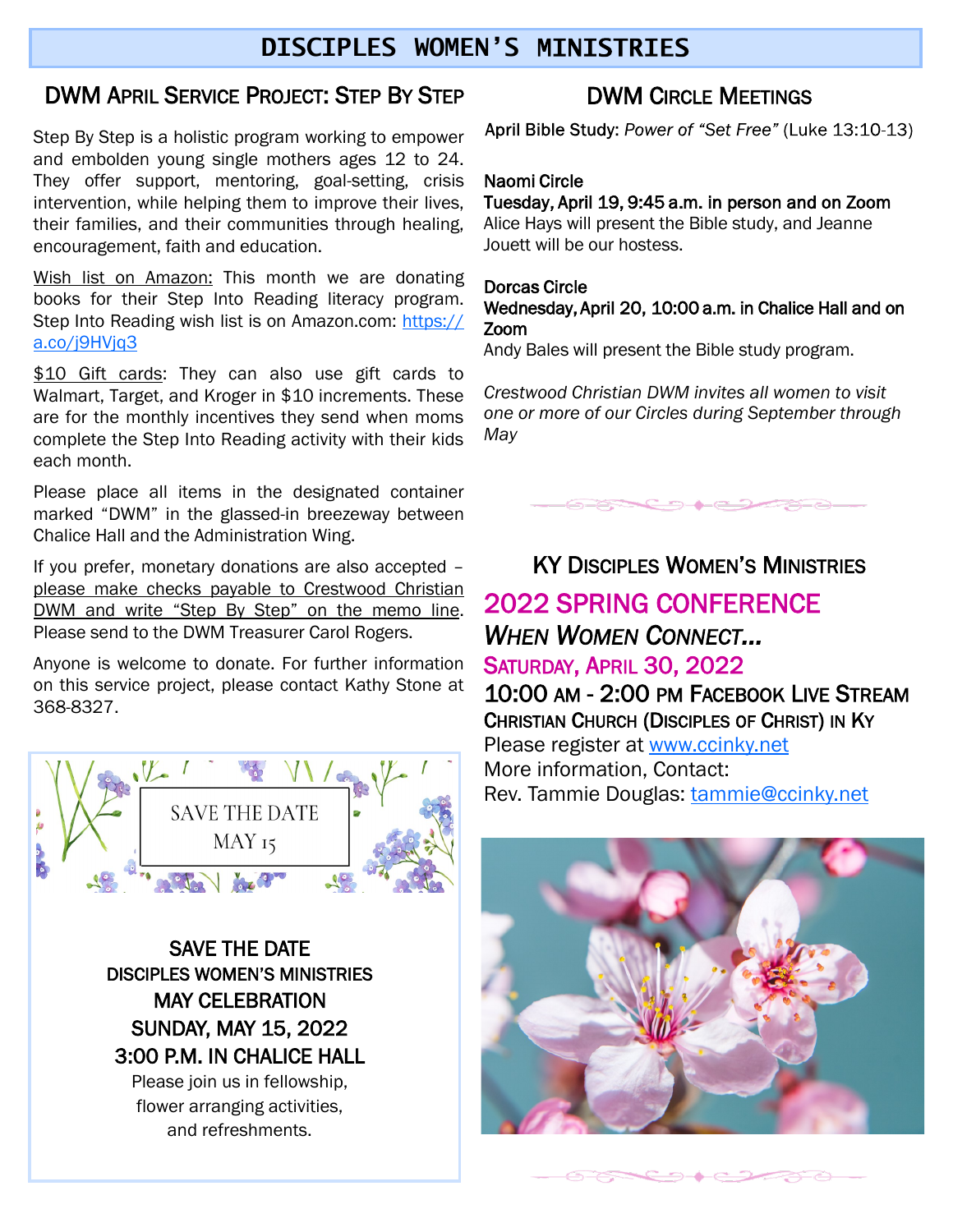# DISCIPLES WOMEN'S MINISTRIES

## DWM April Service Project: Step By Step

Step By Step is a holistic program working to empower and embolden young single mothers ages 12 to 24. They offer support, mentoring, goal-setting, crisis intervention, while helping them to improve their lives, their families, and their communities through healing, encouragement, faith and education.

Wish list on Amazon: This month we are donating books for their Step Into Reading literacy program. Step Into Reading wish list is on Amazon.com: https://a.co/j9HVjq3

$10 Gift cards: They can also use gift cards to Walmart, Target, and Kroger in $10 increments. These are for the monthly incentives they send when moms complete the Step Into Reading activity with their kids each month.

Please place all items in the designated container marked "DWM" in the glassed-in breezeway between Chalice Hall and the Administration Wing.

If you prefer, monetary donations are also accepted – please make checks payable to Crestwood Christian DWM and write "Step By Step" on the memo line. Please send to the DWM Treasurer Carol Rogers.

Anyone is welcome to donate. For further information on this service project, please contact Kathy Stone at 368-8327.

SAVE THE DATE
MAY 15

**SAVE THE DATE**
**DISCIPLES WOMEN'S MINISTRIES**
**MAY CELEBRATION**
**SUNDAY, MAY 15, 2022**
**3:00 P.M. IN CHALICE HALL**
Please join us in fellowship,
flower arranging activities,
and refreshments.

## DWM Circle Meetings

April Bible Study: *Power of "Set Free"* (Luke 13:10-13)

**Naomi Circle**
**Tuesday, April 19, 9:45 a.m. in person and on Zoom**
Alice Hays will present the Bible study, and Jeanne Jouett will be our hostess.

**Dorcas Circle**
**Wednesday, April 20, 10:00 a.m. in Chalice Hall and on Zoom**
Andy Bales will present the Bible study program.

*Crestwood Christian DWM invites all women to visit one or more of our Circles during September through May*

## KY Disciples Women's Ministries

**2022 SPRING CONFERENCE**
***When Women Connect...***
**Saturday, April 30, 2022**
**10:00 AM - 2:00 PM Facebook Live Stream**
**Christian Church (Disciples of Christ) in KY**
Please register at www.ccinky.net
More information, Contact:
Rev. Tammie Douglas: tammie@ccinky.net